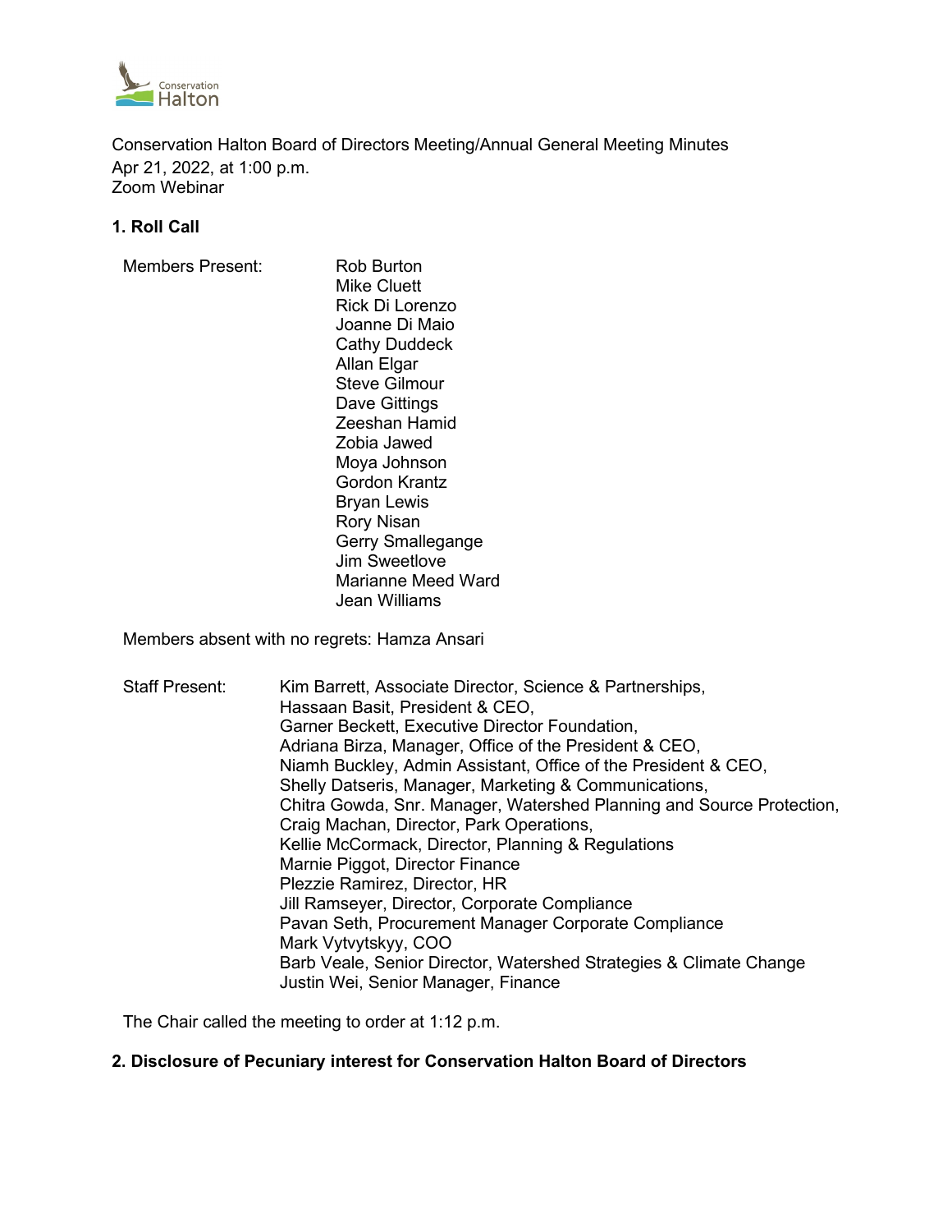Conservation Halton Board of Directors Meeting/Annual General Meeting Minutes
Apr 21, 2022, at 1:00 p.m.
Zoom Webinar

## 1. Roll Call

Members Present:
- Rob Burton
- Mike Cluett
- Rick Di Lorenzo
- Joanne Di Maio
- Cathy Duddeck
- Allan Elgar
- Steve Gilmour
- Dave Gittings
- Zeeshan Hamid
- Zobia Jawed
- Moya Johnson
- Gordon Krantz
- Bryan Lewis
- Rory Nisan
- Gerry Smallegange
- Jim Sweetlove
- Marianne Meed Ward
- Jean Williams

Members absent with no regrets: Hamza Ansari

Staff Present:
- Kim Barrett, Associate Director, Science & Partnerships,
- Hassaan Basit, President & CEO,
- Garner Beckett, Executive Director Foundation,
- Adriana Birza, Manager, Office of the President & CEO,
- Niamh Buckley, Admin Assistant, Office of the President & CEO,
- Shelly Datseris, Manager, Marketing & Communications,
- Chitra Gowda, Snr. Manager, Watershed Planning and Source Protection,
- Craig Machan, Director, Park Operations,
- Kellie McCormack, Director, Planning & Regulations
- Marnie Piggot, Director Finance
- Plezzie Ramirez, Director, HR
- Jill Ramseyer, Director, Corporate Compliance
- Pavan Seth, Procurement Manager Corporate Compliance
- Mark Vytvytskyy, COO
- Barb Veale, Senior Director, Watershed Strategies & Climate Change
- Justin Wei, Senior Manager, Finance

The Chair called the meeting to order at 1:12 p.m.

## 2. Disclosure of Pecuniary interest for Conservation Halton Board of Directors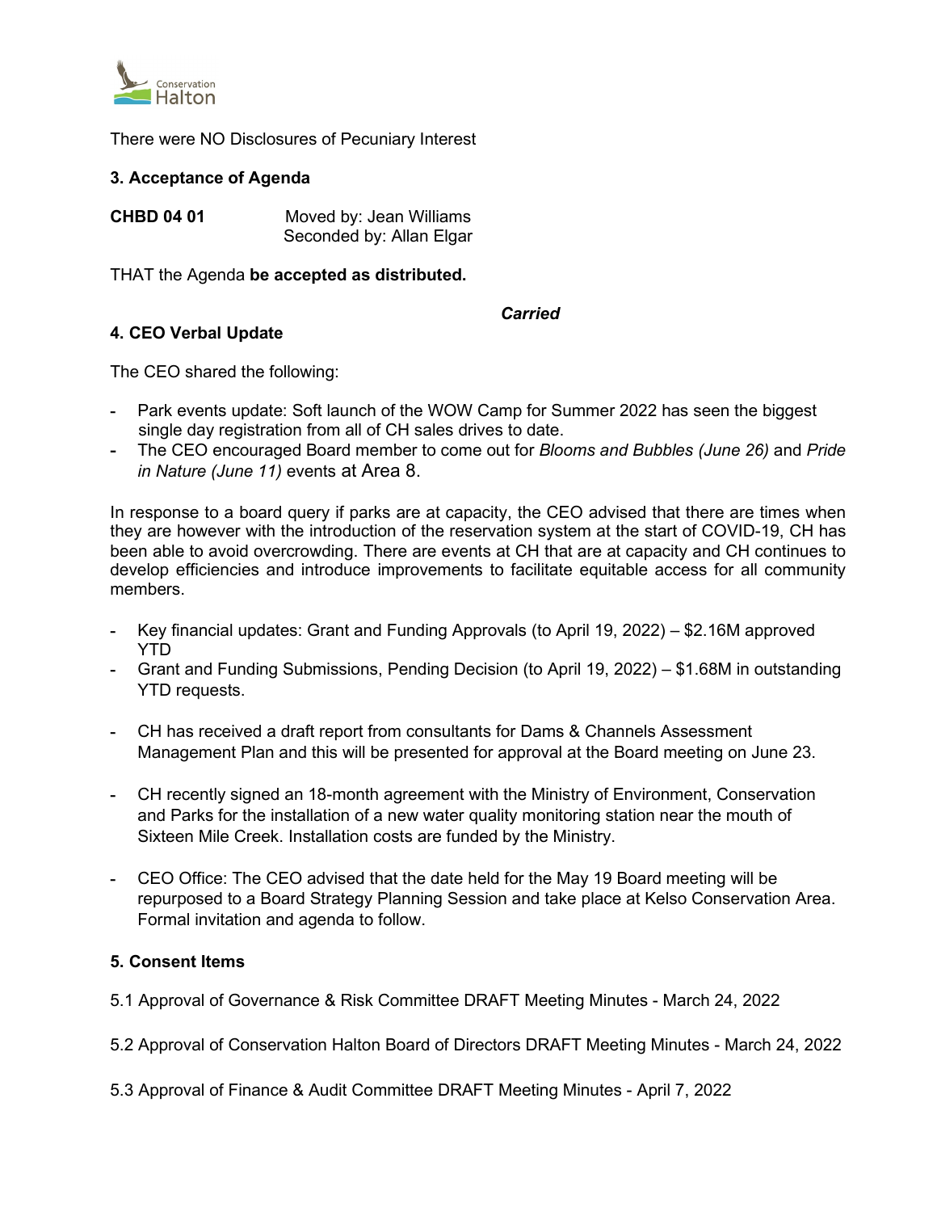There were NO Disclosures of Pecuniary Interest

### 3. Acceptance of Agenda

**CHBD 04 01** Moved by: Jean Williams
Seconded by: Allan Elgar

THAT the Agenda **be accepted as distributed.**

***Carried***

### 4. CEO Verbal Update

The CEO shared the following:

- Park events update: Soft launch of the WOW Camp for Summer 2022 has seen the biggest single day registration from all of CH sales drives to date.
- The CEO encouraged Board member to come out for *Blooms and Bubbles (June 26)* and *Pride in Nature (June 11)* events at Area 8.

In response to a board query if parks are at capacity, the CEO advised that there are times when they are however with the introduction of the reservation system at the start of COVID-19, CH has been able to avoid overcrowding. There are events at CH that are at capacity and CH continues to develop efficiencies and introduce improvements to facilitate equitable access for all community members.

- Key financial updates: Grant and Funding Approvals (to April 19, 2022) – $2.16M approved YTD
- Grant and Funding Submissions, Pending Decision (to April 19, 2022) – $1.68M in outstanding YTD requests.

- CH has received a draft report from consultants for Dams & Channels Assessment Management Plan and this will be presented for approval at the Board meeting on June 23.

- CH recently signed an 18-month agreement with the Ministry of Environment, Conservation and Parks for the installation of a new water quality monitoring station near the mouth of Sixteen Mile Creek. Installation costs are funded by the Ministry.

- CEO Office: The CEO advised that the date held for the May 19 Board meeting will be repurposed to a Board Strategy Planning Session and take place at Kelso Conservation Area. Formal invitation and agenda to follow.

### 5. Consent Items

5.1 Approval of Governance & Risk Committee DRAFT Meeting Minutes - March 24, 2022

5.2 Approval of Conservation Halton Board of Directors DRAFT Meeting Minutes - March 24, 2022

5.3 Approval of Finance & Audit Committee DRAFT Meeting Minutes - April 7, 2022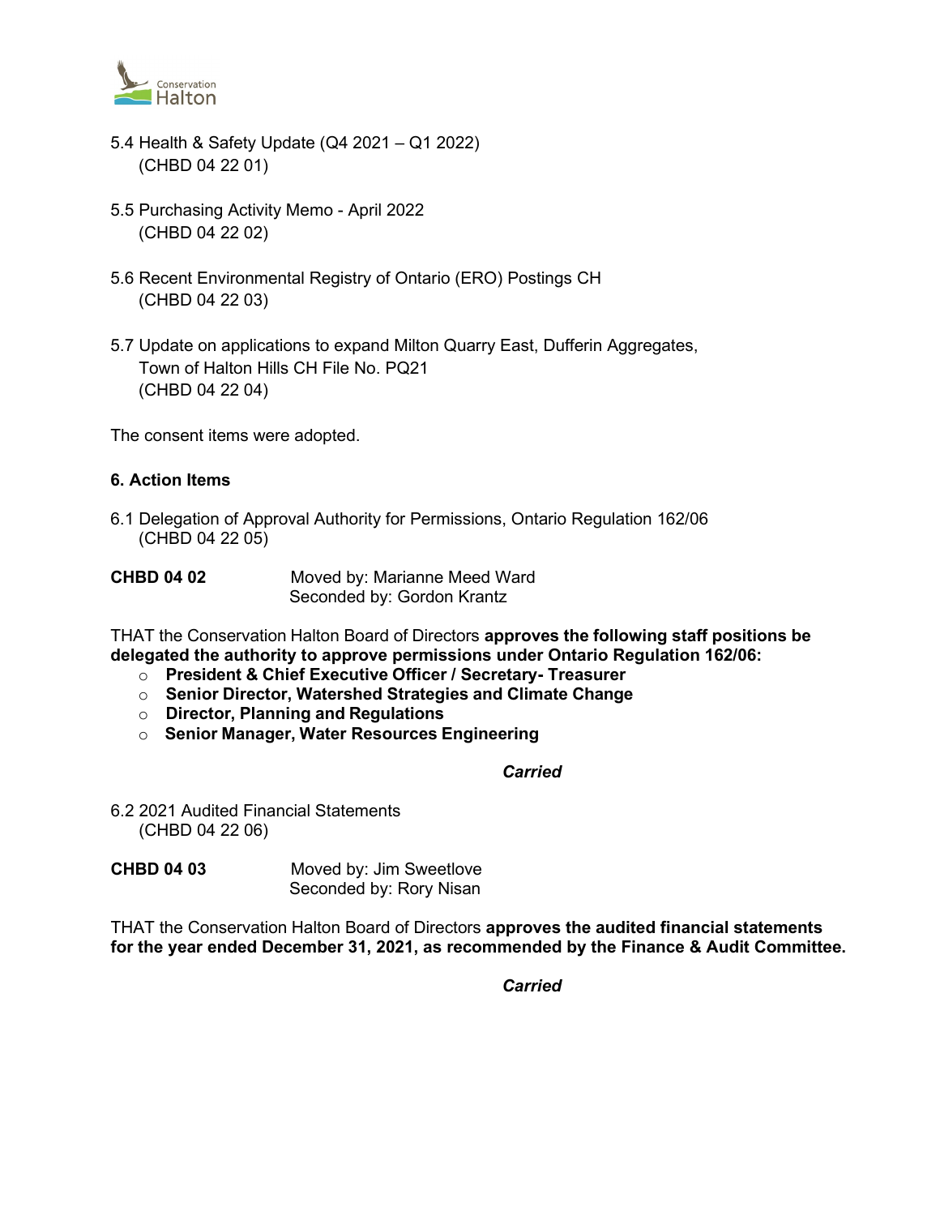5.4 Health & Safety Update (Q4 2021 – Q1 2022)
(CHBD 04 22 01)

5.5 Purchasing Activity Memo - April 2022
(CHBD 04 22 02)

5.6 Recent Environmental Registry of Ontario (ERO) Postings CH
(CHBD 04 22 03)

5.7 Update on applications to expand Milton Quarry East, Dufferin Aggregates, Town of Halton Hills CH File No. PQ21
(CHBD 04 22 04)

The consent items were adopted.

### 6. Action Items

6.1 Delegation of Approval Authority for Permissions, Ontario Regulation 162/06
(CHBD 04 22 05)

**CHBD 04 02** Moved by: Marianne Meed Ward
Seconded by: Gordon Krantz

THAT the Conservation Halton Board of Directors **approves the following staff positions be delegated the authority to approve permissions under Ontario Regulation 162/06:**

- **President & Chief Executive Officer / Secretary- Treasurer**
- **Senior Director, Watershed Strategies and Climate Change**
- **Director, Planning and Regulations**
- **Senior Manager, Water Resources Engineering**

***Carried***

6.2 2021 Audited Financial Statements
(CHBD 04 22 06)

**CHBD 04 03** Moved by: Jim Sweetlove
Seconded by: Rory Nisan

THAT the Conservation Halton Board of Directors **approves the audited financial statements for the year ended December 31, 2021, as recommended by the Finance & Audit Committee.**

***Carried***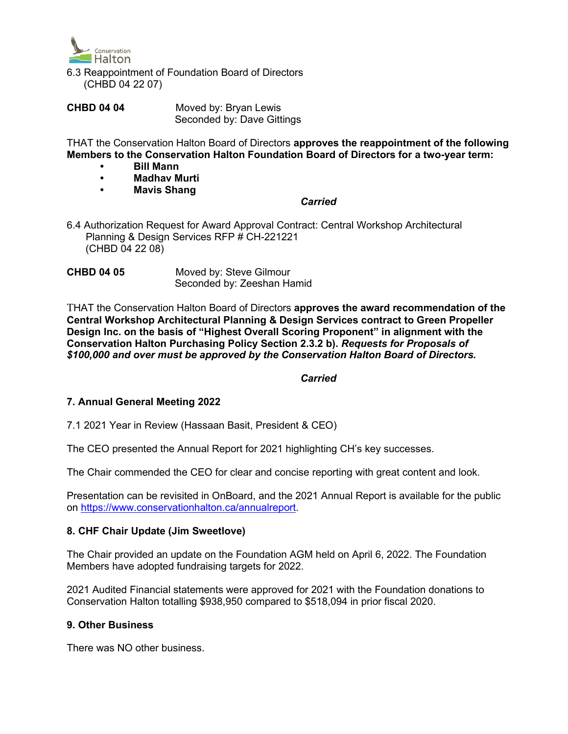6.3 Reappointment of Foundation Board of Directors
(CHBD 04 22 07)

**CHBD 04 04** Moved by: Bryan Lewis
Seconded by: Dave Gittings

THAT the Conservation Halton Board of Directors **approves the reappointment of the following Members to the Conservation Halton Foundation Board of Directors for a two-year term:**

- **Bill Mann**
- **Madhav Murti**
- **Mavis Shang**

***Carried***

6.4 Authorization Request for Award Approval Contract: Central Workshop Architectural Planning & Design Services RFP # CH-221221
(CHBD 04 22 08)

**CHBD 04 05** Moved by: Steve Gilmour
Seconded by: Zeeshan Hamid

THAT the Conservation Halton Board of Directors **approves the award recommendation of the Central Workshop Architectural Planning & Design Services contract to Green Propeller Design Inc. on the basis of "Highest Overall Scoring Proponent" in alignment with the Conservation Halton Purchasing Policy Section 2.3.2 b).** ***Requests for Proposals of $100,000 and over must be approved by the Conservation Halton Board of Directors.***

***Carried***

### 7. Annual General Meeting 2022

7.1 2021 Year in Review (Hassaan Basit, President & CEO)

The CEO presented the Annual Report for 2021 highlighting CH's key successes.

The Chair commended the CEO for clear and concise reporting with great content and look.

Presentation can be revisited in OnBoard, and the 2021 Annual Report is available for the public on https://www.conservationhalton.ca/annualreport.

### 8. CHF Chair Update (Jim Sweetlove)

The Chair provided an update on the Foundation AGM held on April 6, 2022. The Foundation Members have adopted fundraising targets for 2022.

2021 Audited Financial statements were approved for 2021 with the Foundation donations to Conservation Halton totalling $938,950 compared to $518,094 in prior fiscal 2020.

### 9. Other Business

There was NO other business.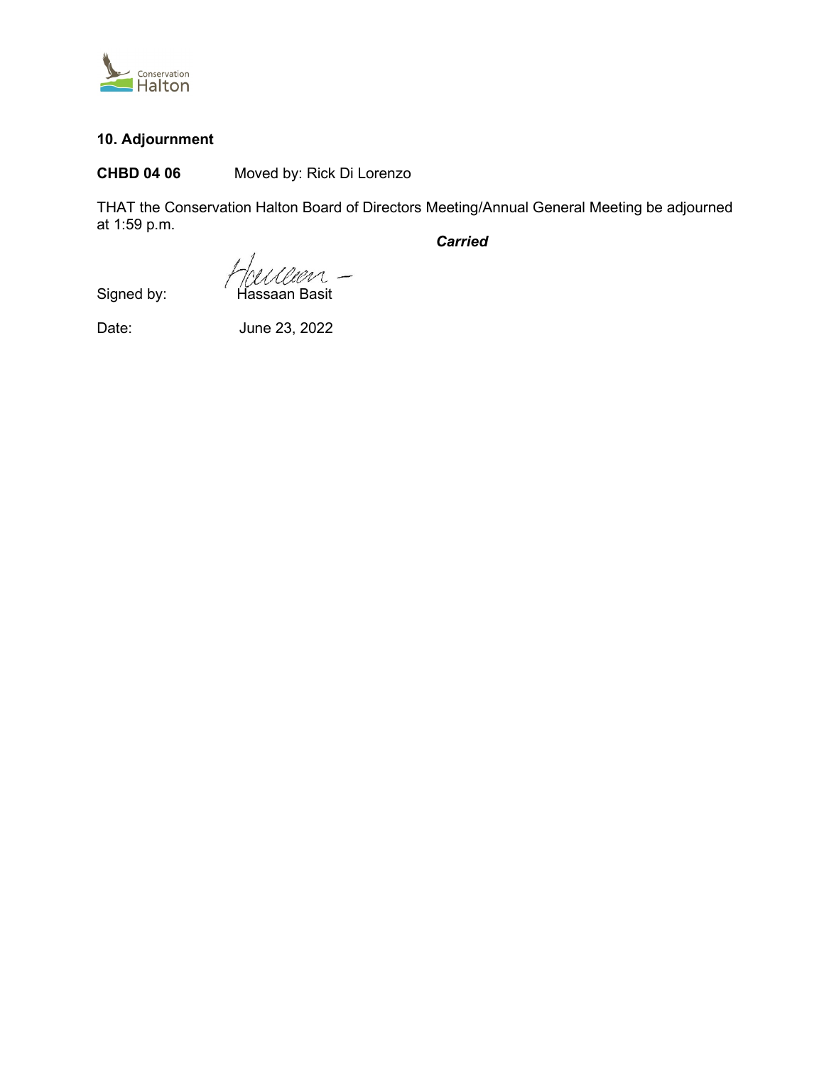### 10. Adjournment

**CHBD 04 06** Moved by: Rick Di Lorenzo

THAT the Conservation Halton Board of Directors Meeting/Annual General Meeting be adjourned at 1:59 p.m.

***Carried***

Signed by: Hassaan Basit

Date: June 23, 2022